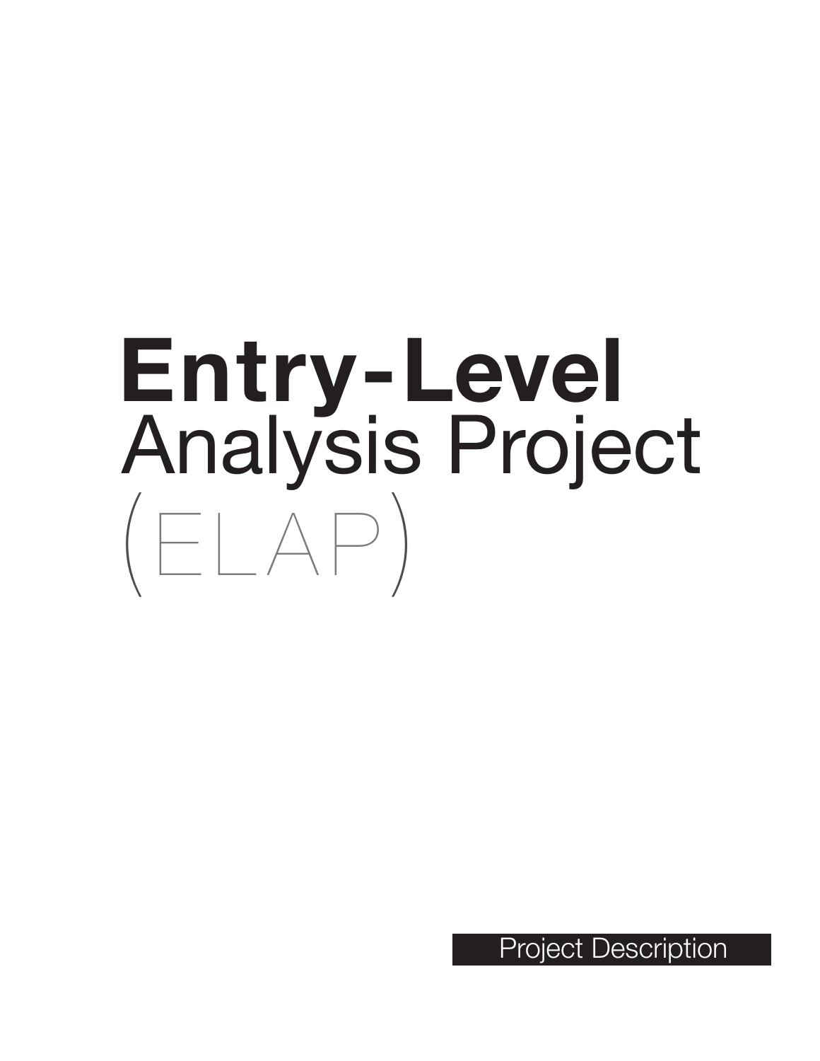# **Entry-Level** Analysis Project (ELAP)

Project Description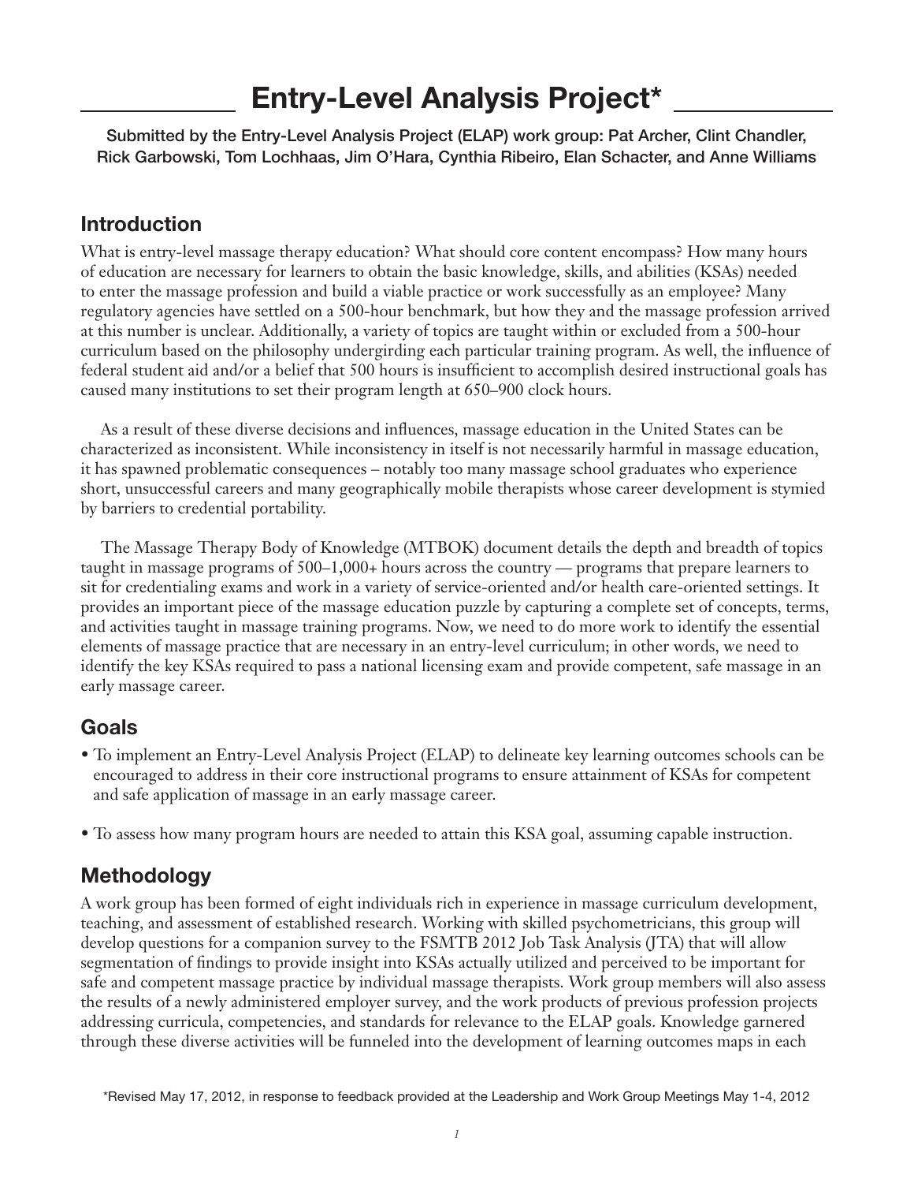# Entry-Level Analysis Project*

**Submitted by the Entry-Level Analysis Project (ELAP) work group: Pat Archer, Clint Chandler, Rick Garbowski, Tom Lochhaas, Jim O'Hara, Cynthia Ribeiro, Elan Schacter, and Anne Williams**

## Introduction

What is entry-level massage therapy education? What should core content encompass? How many hours of education are necessary for learners to obtain the basic knowledge, skills, and abilities (KSAs) needed to enter the massage profession and build a viable practice or work successfully as an employee? Many regulatory agencies have settled on a 500-hour benchmark, but how they and the massage profession arrived at this number is unclear. Additionally, a variety of topics are taught within or excluded from a 500-hour curriculum based on the philosophy undergirding each particular training program. As well, the influence of federal student aid and/or a belief that 500 hours is insufficient to accomplish desired instructional goals has caused many institutions to set their program length at 650–900 clock hours.

As a result of these diverse decisions and influences, massage education in the United States can be characterized as inconsistent. While inconsistency in itself is not necessarily harmful in massage education, it has spawned problematic consequences – notably too many massage school graduates who experience short, unsuccessful careers and many geographically mobile therapists whose career development is stymied by barriers to credential portability.

The Massage Therapy Body of Knowledge (MTBOK) document details the depth and breadth of topics taught in massage programs of 500–1,000+ hours across the country — programs that prepare learners to sit for credentialing exams and work in a variety of service-oriented and/or health care-oriented settings. It provides an important piece of the massage education puzzle by capturing a complete set of concepts, terms, and activities taught in massage training programs. Now, we need to do more work to identify the essential elements of massage practice that are necessary in an entry-level curriculum; in other words, we need to identify the key KSAs required to pass a national licensing exam and provide competent, safe massage in an early massage career.

## Goals

- To implement an Entry-Level Analysis Project (ELAP) to delineate key learning outcomes schools can be encouraged to address in their core instructional programs to ensure attainment of KSAs for competent and safe application of massage in an early massage career.
- To assess how many program hours are needed to attain this KSA goal, assuming capable instruction.

## Methodology

A work group has been formed of eight individuals rich in experience in massage curriculum development, teaching, and assessment of established research. Working with skilled psychometricians, this group will develop questions for a companion survey to the FSMTB 2012 Job Task Analysis (JTA) that will allow segmentation of findings to provide insight into KSAs actually utilized and perceived to be important for safe and competent massage practice by individual massage therapists. Work group members will also assess the results of a newly administered employer survey, and the work products of previous profession projects addressing curricula, competencies, and standards for relevance to the ELAP goals. Knowledge garnered through these diverse activities will be funneled into the development of learning outcomes maps in each

*Revised May 17, 2012, in response to feedback provided at the Leadership and Work Group Meetings May 1-4, 2012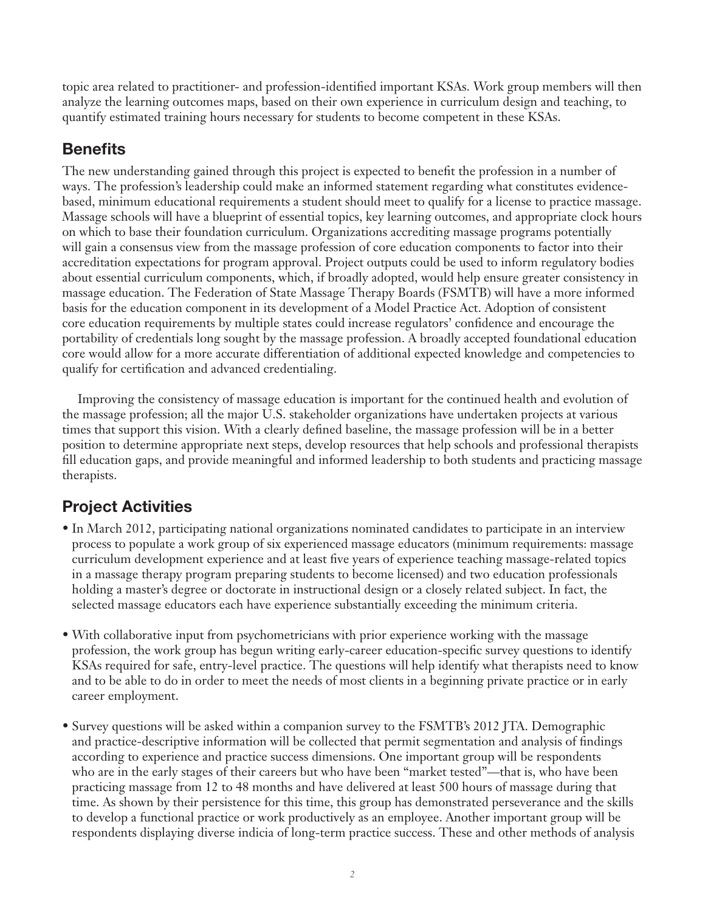topic area related to practitioner- and profession-identified important KSAs. Work group members will then analyze the learning outcomes maps, based on their own experience in curriculum design and teaching, to quantify estimated training hours necessary for students to become competent in these KSAs.

## Benefits

The new understanding gained through this project is expected to benefit the profession in a number of ways. The profession's leadership could make an informed statement regarding what constitutes evidence-based, minimum educational requirements a student should meet to qualify for a license to practice massage. Massage schools will have a blueprint of essential topics, key learning outcomes, and appropriate clock hours on which to base their foundation curriculum. Organizations accrediting massage programs potentially will gain a consensus view from the massage profession of core education components to factor into their accreditation expectations for program approval. Project outputs could be used to inform regulatory bodies about essential curriculum components, which, if broadly adopted, would help ensure greater consistency in massage education. The Federation of State Massage Therapy Boards (FSMTB) will have a more informed basis for the education component in its development of a Model Practice Act. Adoption of consistent core education requirements by multiple states could increase regulators' confidence and encourage the portability of credentials long sought by the massage profession. A broadly accepted foundational education core would allow for a more accurate differentiation of additional expected knowledge and competencies to qualify for certification and advanced credentialing.

Improving the consistency of massage education is important for the continued health and evolution of the massage profession; all the major U.S. stakeholder organizations have undertaken projects at various times that support this vision. With a clearly defined baseline, the massage profession will be in a better position to determine appropriate next steps, develop resources that help schools and professional therapists fill education gaps, and provide meaningful and informed leadership to both students and practicing massage therapists.

## Project Activities

- In March 2012, participating national organizations nominated candidates to participate in an interview process to populate a work group of six experienced massage educators (minimum requirements: massage curriculum development experience and at least five years of experience teaching massage-related topics in a massage therapy program preparing students to become licensed) and two education professionals holding a master's degree or doctorate in instructional design or a closely related subject. In fact, the selected massage educators each have experience substantially exceeding the minimum criteria.

- With collaborative input from psychometricians with prior experience working with the massage profession, the work group has begun writing early-career education-specific survey questions to identify KSAs required for safe, entry-level practice. The questions will help identify what therapists need to know and to be able to do in order to meet the needs of most clients in a beginning private practice or in early career employment.

- Survey questions will be asked within a companion survey to the FSMTB's 2012 JTA. Demographic and practice-descriptive information will be collected that permit segmentation and analysis of findings according to experience and practice success dimensions. One important group will be respondents who are in the early stages of their careers but who have been "market tested"—that is, who have been practicing massage from 12 to 48 months and have delivered at least 500 hours of massage during that time. As shown by their persistence for this time, this group has demonstrated perseverance and the skills to develop a functional practice or work productively as an employee. Another important group will be respondents displaying diverse indicia of long-term practice success. These and other methods of analysis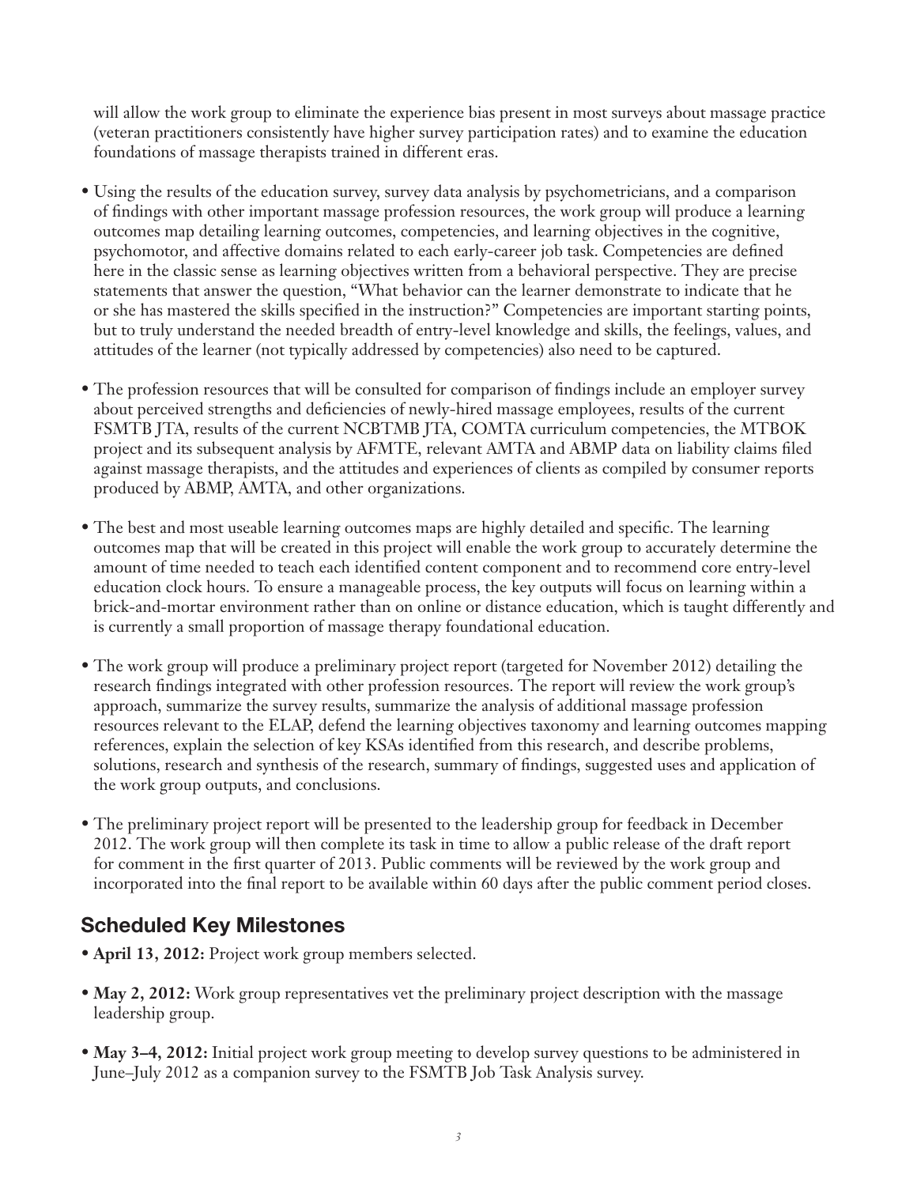will allow the work group to eliminate the experience bias present in most surveys about massage practice (veteran practitioners consistently have higher survey participation rates) and to examine the education foundations of massage therapists trained in different eras.

- Using the results of the education survey, survey data analysis by psychometricians, and a comparison of findings with other important massage profession resources, the work group will produce a learning outcomes map detailing learning outcomes, competencies, and learning objectives in the cognitive, psychomotor, and affective domains related to each early-career job task. Competencies are defined here in the classic sense as learning objectives written from a behavioral perspective. They are precise statements that answer the question, "What behavior can the learner demonstrate to indicate that he or she has mastered the skills specified in the instruction?" Competencies are important starting points, but to truly understand the needed breadth of entry-level knowledge and skills, the feelings, values, and attitudes of the learner (not typically addressed by competencies) also need to be captured.

- The profession resources that will be consulted for comparison of findings include an employer survey about perceived strengths and deficiencies of newly-hired massage employees, results of the current FSMTB JTA, results of the current NCBTMB JTA, COMTA curriculum competencies, the MTBOK project and its subsequent analysis by AFMTE, relevant AMTA and ABMP data on liability claims filed against massage therapists, and the attitudes and experiences of clients as compiled by consumer reports produced by ABMP, AMTA, and other organizations.

- The best and most useable learning outcomes maps are highly detailed and specific. The learning outcomes map that will be created in this project will enable the work group to accurately determine the amount of time needed to teach each identified content component and to recommend core entry-level education clock hours. To ensure a manageable process, the key outputs will focus on learning within a brick-and-mortar environment rather than on online or distance education, which is taught differently and is currently a small proportion of massage therapy foundational education.

- The work group will produce a preliminary project report (targeted for November 2012) detailing the research findings integrated with other profession resources. The report will review the work group's approach, summarize the survey results, summarize the analysis of additional massage profession resources relevant to the ELAP, defend the learning objectives taxonomy and learning outcomes mapping references, explain the selection of key KSAs identified from this research, and describe problems, solutions, research and synthesis of the research, summary of findings, suggested uses and application of the work group outputs, and conclusions.

- The preliminary project report will be presented to the leadership group for feedback in December 2012. The work group will then complete its task in time to allow a public release of the draft report for comment in the first quarter of 2013. Public comments will be reviewed by the work group and incorporated into the final report to be available within 60 days after the public comment period closes.

## Scheduled Key Milestones

- **April 13, 2012:** Project work group members selected.

- **May 2, 2012:** Work group representatives vet the preliminary project description with the massage leadership group.

- **May 3–4, 2012:** Initial project work group meeting to develop survey questions to be administered in June–July 2012 as a companion survey to the FSMTB Job Task Analysis survey.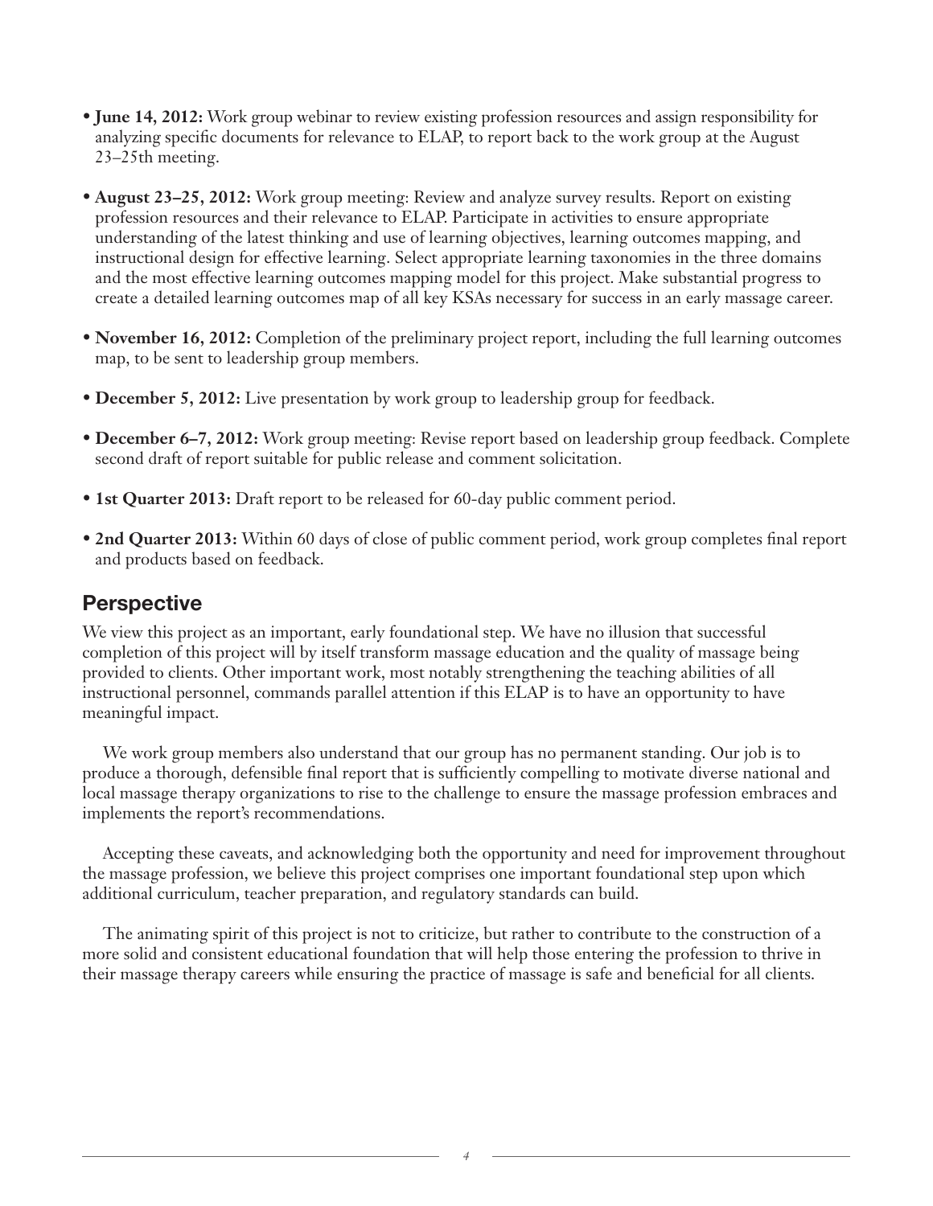- **June 14, 2012:** Work group webinar to review existing profession resources and assign responsibility for analyzing specific documents for relevance to ELAP, to report back to the work group at the August 23–25th meeting.
- **August 23–25, 2012:** Work group meeting: Review and analyze survey results. Report on existing profession resources and their relevance to ELAP. Participate in activities to ensure appropriate understanding of the latest thinking and use of learning objectives, learning outcomes mapping, and instructional design for effective learning. Select appropriate learning taxonomies in the three domains and the most effective learning outcomes mapping model for this project. Make substantial progress to create a detailed learning outcomes map of all key KSAs necessary for success in an early massage career.
- **November 16, 2012:** Completion of the preliminary project report, including the full learning outcomes map, to be sent to leadership group members.
- **December 5, 2012:** Live presentation by work group to leadership group for feedback.
- **December 6–7, 2012:** Work group meeting: Revise report based on leadership group feedback. Complete second draft of report suitable for public release and comment solicitation.
- **1st Quarter 2013:** Draft report to be released for 60-day public comment period.
- **2nd Quarter 2013:** Within 60 days of close of public comment period, work group completes final report and products based on feedback.

## Perspective

We view this project as an important, early foundational step. We have no illusion that successful completion of this project will by itself transform massage education and the quality of massage being provided to clients. Other important work, most notably strengthening the teaching abilities of all instructional personnel, commands parallel attention if this ELAP is to have an opportunity to have meaningful impact.

We work group members also understand that our group has no permanent standing. Our job is to produce a thorough, defensible final report that is sufficiently compelling to motivate diverse national and local massage therapy organizations to rise to the challenge to ensure the massage profession embraces and implements the report's recommendations.

Accepting these caveats, and acknowledging both the opportunity and need for improvement throughout the massage profession, we believe this project comprises one important foundational step upon which additional curriculum, teacher preparation, and regulatory standards can build.

The animating spirit of this project is not to criticize, but rather to contribute to the construction of a more solid and consistent educational foundation that will help those entering the profession to thrive in their massage therapy careers while ensuring the practice of massage is safe and beneficial for all clients.